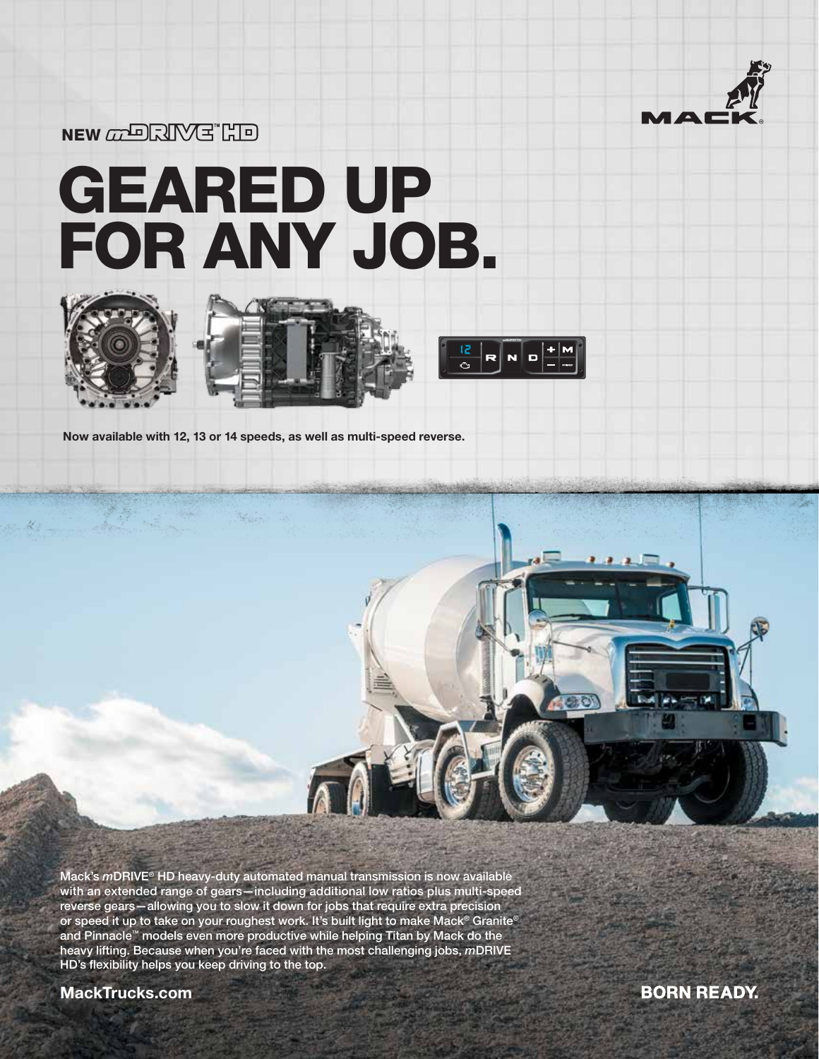NEW mDRIVE™ HD

# GEARED UP FOR ANY JOB.

**Now available with 12, 13 or 14 speeds, as well as multi-speed reverse.**

Mack's *m*DRIVE® HD heavy-duty automated manual transmission is now available with an extended range of gears—including additional low ratios plus multi-speed reverse gears—allowing you to slow it down for jobs that require extra precision or speed it up to take on your roughest work. It's built light to make Mack® Granite® and Pinnacle™ models even more productive while helping Titan by Mack do the heavy lifting. Because when you're faced with the most challenging jobs, *m*DRIVE HD's flexibility helps you keep driving to the top.

**MackTrucks.com**

**BORN READY.**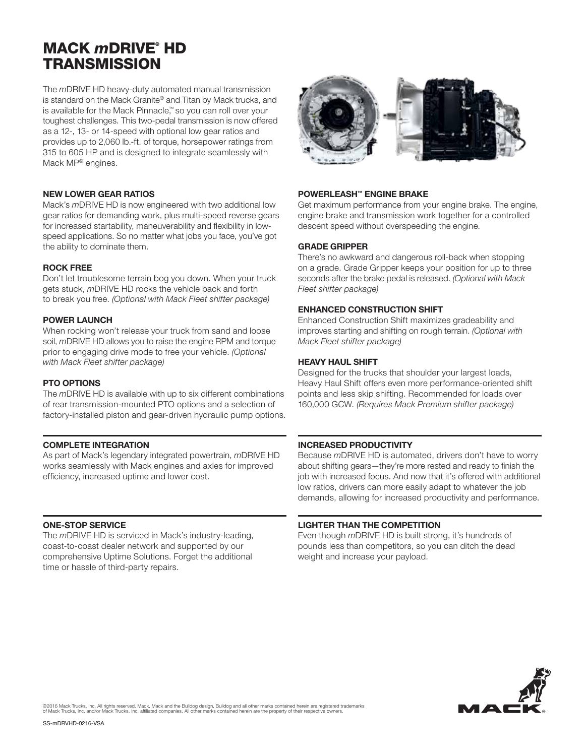# MACK *m*DRIVE® HD TRANSMISSION

The *m*DRIVE HD heavy-duty automated manual transmission is standard on the Mack Granite® and Titan by Mack trucks, and is available for the Mack Pinnacle,™ so you can roll over your toughest challenges. This two-pedal transmission is now offered as a 12-, 13- or 14-speed with optional low gear ratios and provides up to 2,060 lb.-ft. of torque, horsepower ratings from 315 to 605 HP and is designed to integrate seamlessly with Mack MP® engines.

### NEW LOWER GEAR RATIOS

Mack's *m*DRIVE HD is now engineered with two additional low gear ratios for demanding work, plus multi-speed reverse gears for increased startability, maneuverability and flexibility in low-speed applications. So no matter what jobs you face, you've got the ability to dominate them.

### ROCK FREE

Don't let troublesome terrain bog you down. When your truck gets stuck, *m*DRIVE HD rocks the vehicle back and forth to break you free. *(Optional with Mack Fleet shifter package)*

### POWER LAUNCH

When rocking won't release your truck from sand and loose soil, *m*DRIVE HD allows you to raise the engine RPM and torque prior to engaging drive mode to free your vehicle. *(Optional with Mack Fleet shifter package)*

### PTO OPTIONS

The *m*DRIVE HD is available with up to six different combinations of rear transmission-mounted PTO options and a selection of factory-installed piston and gear-driven hydraulic pump options.

### POWERLEASH™ ENGINE BRAKE

Get maximum performance from your engine brake. The engine, engine brake and transmission work together for a controlled descent speed without overspeeding the engine.

### GRADE GRIPPER

There's no awkward and dangerous roll-back when stopping on a grade. Grade Gripper keeps your position for up to three seconds after the brake pedal is released. *(Optional with Mack Fleet shifter package)*

### ENHANCED CONSTRUCTION SHIFT

Enhanced Construction Shift maximizes gradeability and improves starting and shifting on rough terrain. *(Optional with Mack Fleet shifter package)*

### HEAVY HAUL SHIFT

Designed for the trucks that shoulder your largest loads, Heavy Haul Shift offers even more performance-oriented shift points and less skip shifting. Recommended for loads over 160,000 GCW. *(Requires Mack Premium shifter package)*

### COMPLETE INTEGRATION

As part of Mack's legendary integrated powertrain, *m*DRIVE HD works seamlessly with Mack engines and axles for improved efficiency, increased uptime and lower cost.

### INCREASED PRODUCTIVITY

Because *m*DRIVE HD is automated, drivers don't have to worry about shifting gears—they're more rested and ready to finish the job with increased focus. And now that it's offered with additional low ratios, drivers can more easily adapt to whatever the job demands, allowing for increased productivity and performance.

### ONE-STOP SERVICE

The *m*DRIVE HD is serviced in Mack's industry-leading, coast-to-coast dealer network and supported by our comprehensive Uptime Solutions. Forget the additional time or hassle of third-party repairs.

### LIGHTER THAN THE COMPETITION

Even though *m*DRIVE HD is built strong, it's hundreds of pounds less than competitors, so you can ditch the dead weight and increase your payload.

©2016 Mack Trucks, Inc. All rights reserved. Mack, Mack and the Bulldog design, Bulldog and all other marks contained herein are registered trademarks of Mack Trucks, Inc. and/or Mack Trucks, Inc. affiliated companies. All other marks contained herein are the property of their respective owners.

SS-mDRVHD-0216-VSA